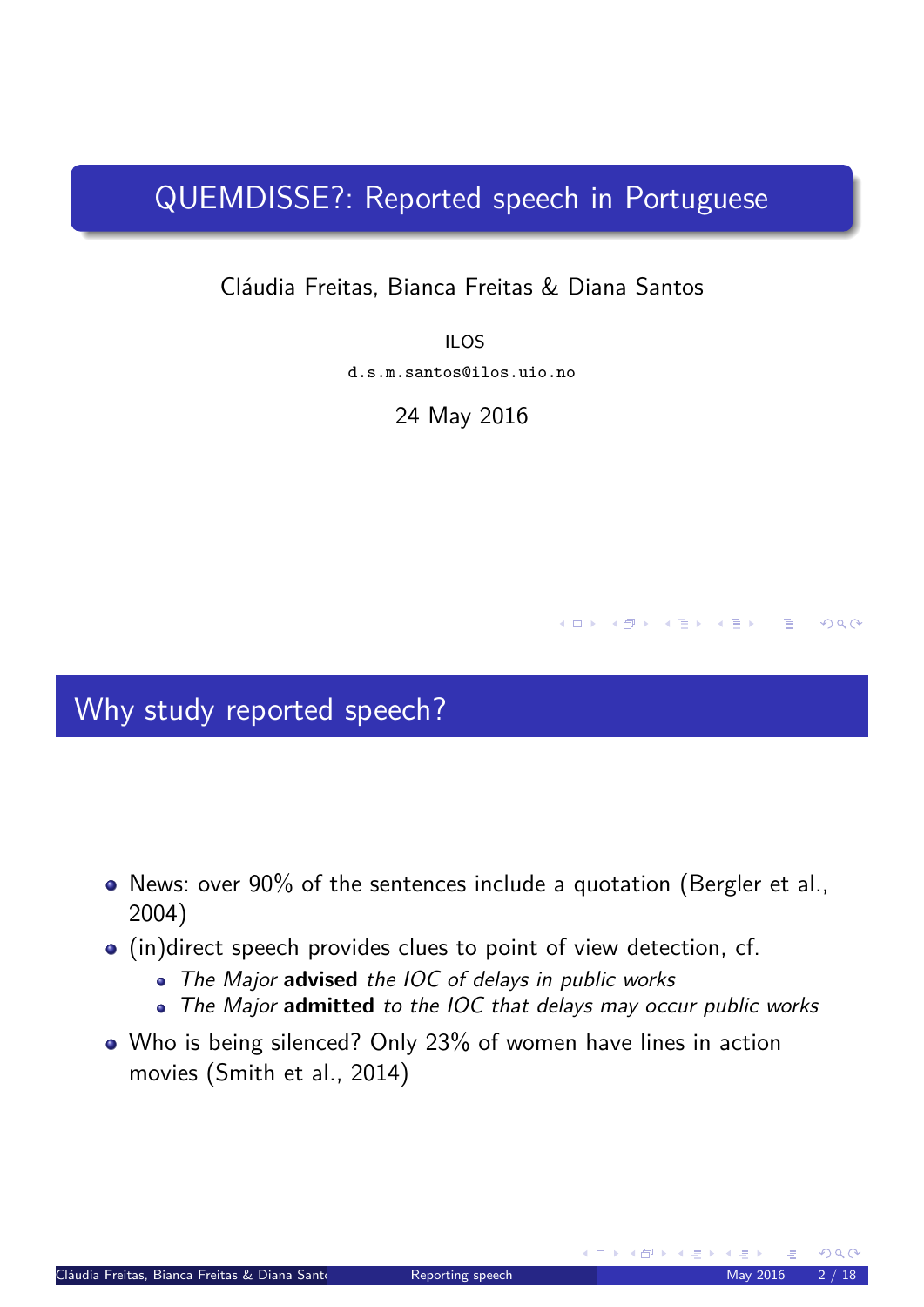# QUEMDISSE?: Reported speech in Portuguese

Cláudia Freitas, Bianca Freitas & Diana Santos

ILOS

d.s.m.santos@ilos.uio.no

24 May 2016

## Why study reported speech?

- News: over 90% of the sentences include a quotation (Bergler et al., 2004)
- (in)direct speech provides clues to point of view detection, cf.
  - *The Major* **advised** *the IOC of delays in public works*
  - *The Major* **admitted** *to the IOC that delays may occur public works*
- Who is being silenced? Only 23% of women have lines in action movies (Smith et al., 2014)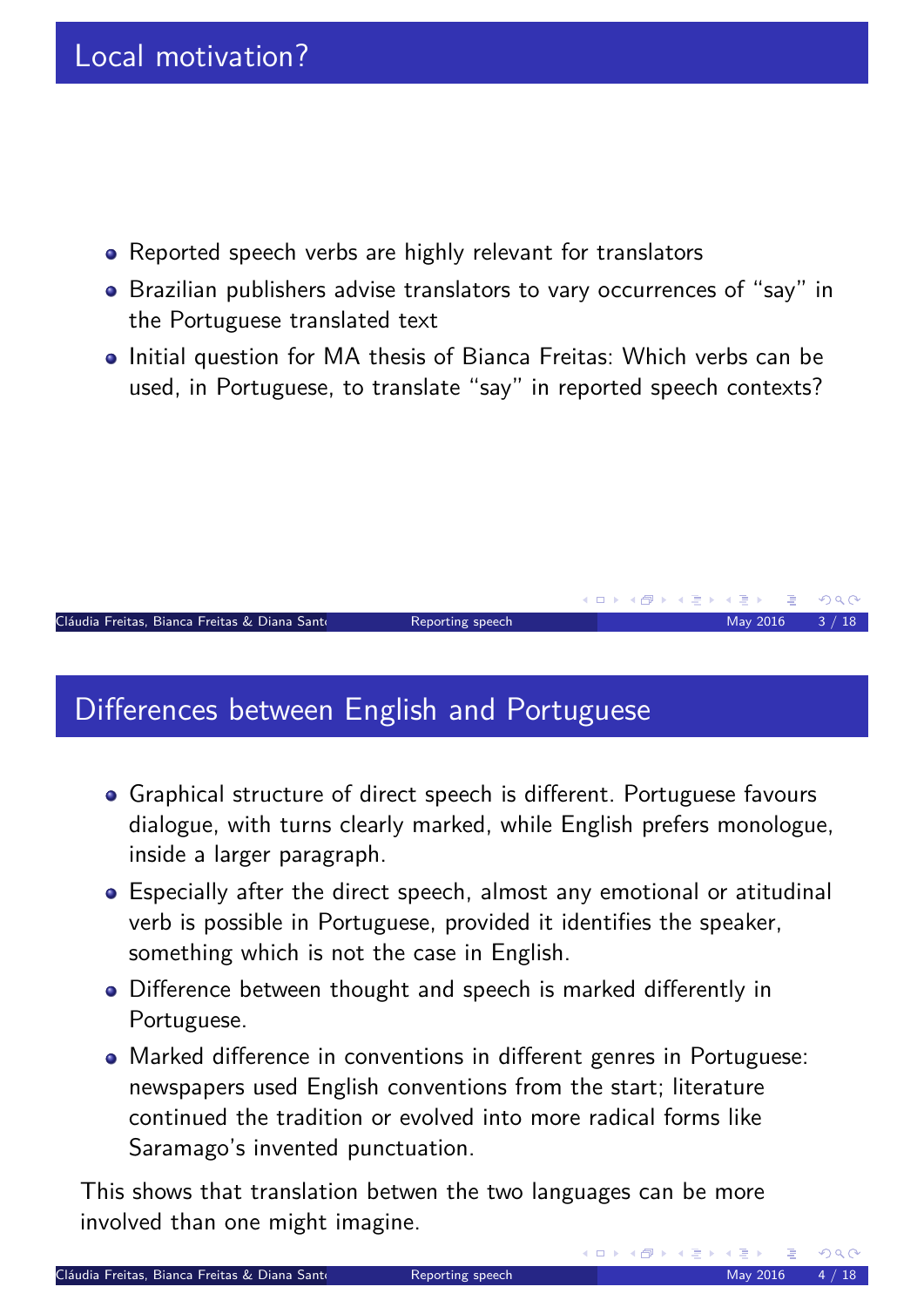## Local motivation?

- Reported speech verbs are highly relevant for translators
- Brazilian publishers advise translators to vary occurrences of “say” in the Portuguese translated text
- Initial question for MA thesis of Bianca Freitas: Which verbs can be used, in Portuguese, to translate “say” in reported speech contexts?

## Differences between English and Portuguese

- Graphical structure of direct speech is different. Portuguese favours dialogue, with turns clearly marked, while English prefers monologue, inside a larger paragraph.
- Especially after the direct speech, almost any emotional or atitudinal verb is possible in Portuguese, provided it identifies the speaker, something which is not the case in English.
- Difference between thought and speech is marked differently in Portuguese.
- Marked difference in conventions in different genres in Portuguese: newspapers used English conventions from the start; literature continued the tradition or evolved into more radical forms like Saramago’s invented punctuation.

This shows that translation betwen the two languages can be more involved than one might imagine.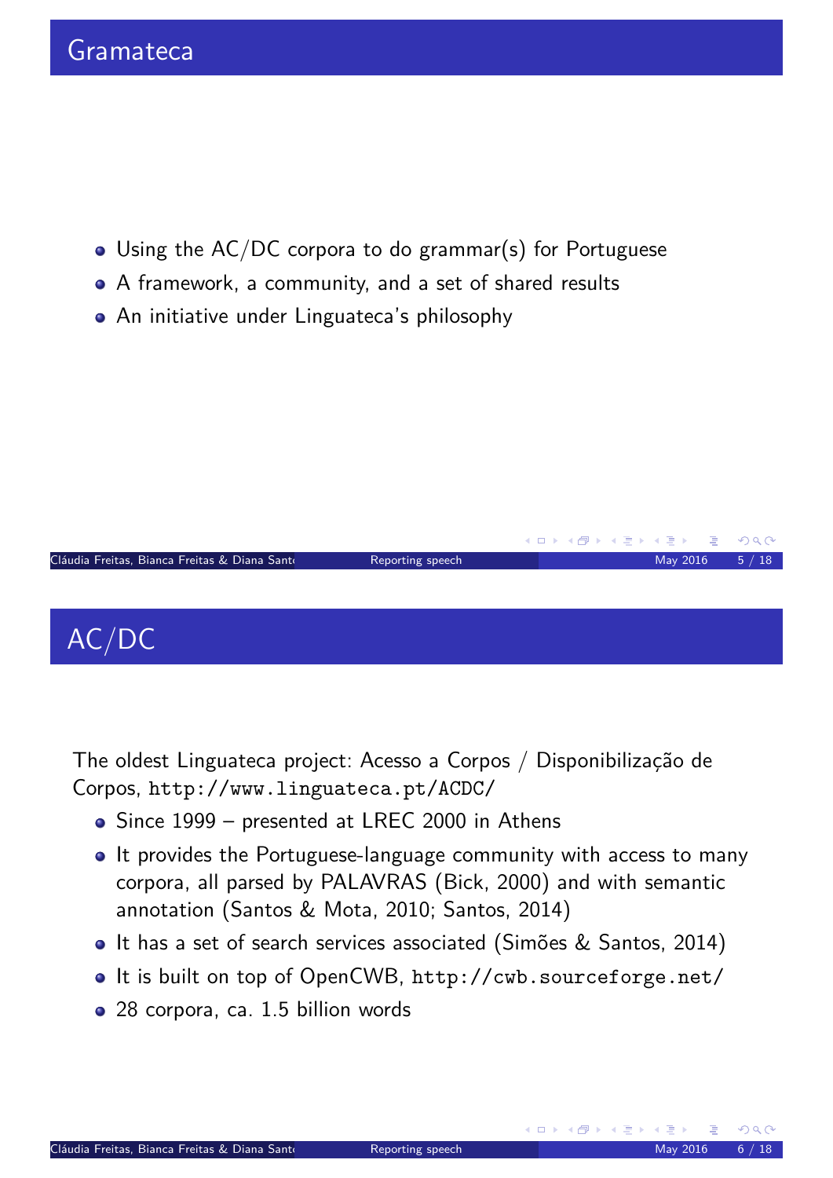## Gramateca

- Using the AC/DC corpora to do grammar(s) for Portuguese
- A framework, a community, and a set of shared results
- An initiative under Linguateca's philosophy

## AC/DC

The oldest Linguateca project: Acesso a Corpos / Disponibilização de Corpos, `http://www.linguateca.pt/ACDC/`

- Since 1999 – presented at LREC 2000 in Athens
- It provides the Portuguese-language community with access to many corpora, all parsed by PALAVRAS (Bick, 2000) and with semantic annotation (Santos & Mota, 2010; Santos, 2014)
- It has a set of search services associated (Simões & Santos, 2014)
- It is built on top of OpenCWB, `http://cwb.sourceforge.net/`
- 28 corpora, ca. 1.5 billion words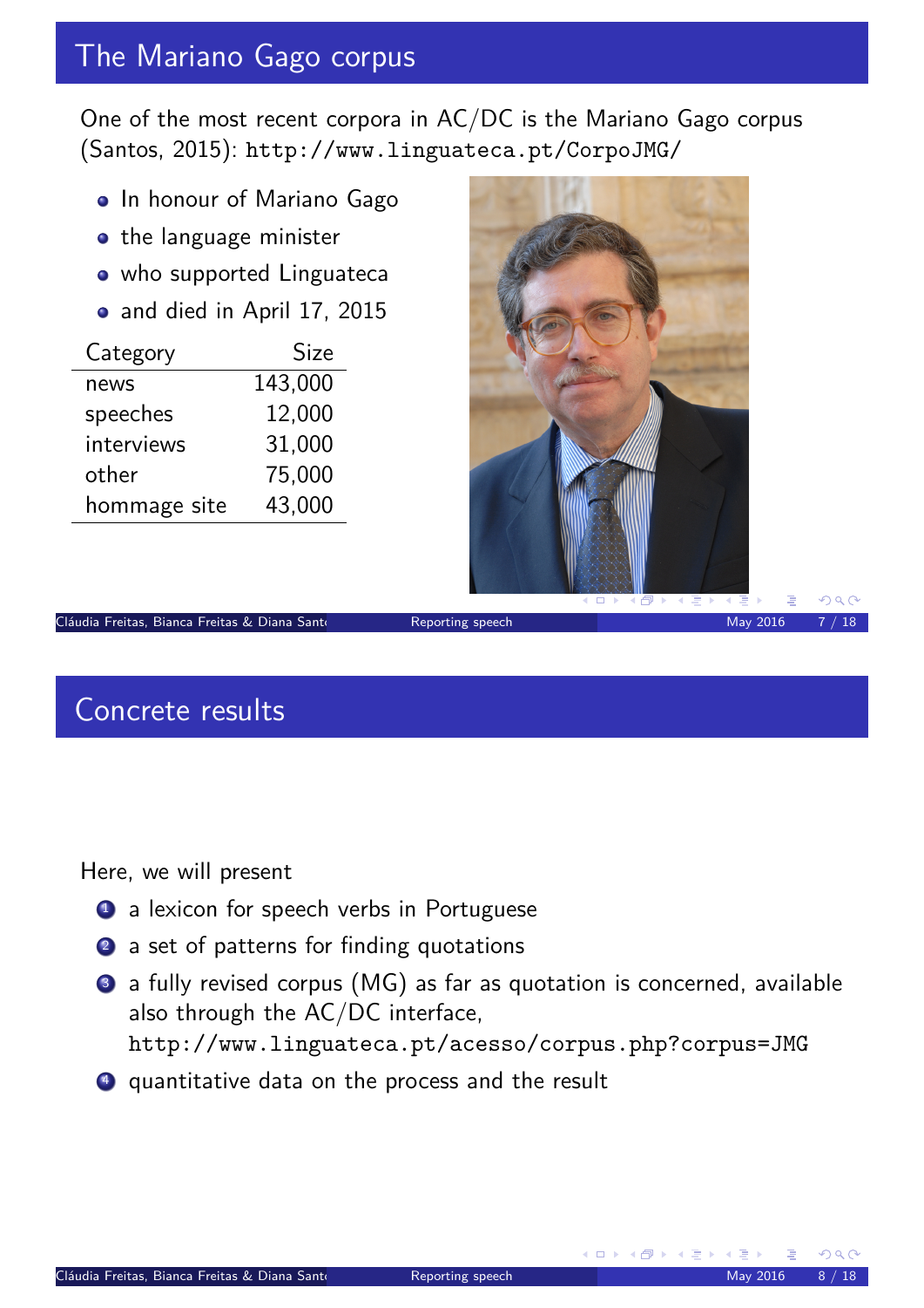## The Mariano Gago corpus

One of the most recent corpora in AC/DC is the Mariano Gago corpus (Santos, 2015): http://www.linguateca.pt/CorpoJMG/

- In honour of Mariano Gago
- the language minister
- who supported Linguateca
- and died in April 17, 2015

| Category | Size |
|---|---|
| news | 143,000 |
| speeches | 12,000 |
| interviews | 31,000 |
| other | 75,000 |
| hommage site | 43,000 |

## Concrete results

Here, we will present

1. a lexicon for speech verbs in Portuguese
2. a set of patterns for finding quotations
3. a fully revised corpus (MG) as far as quotation is concerned, available also through the AC/DC interface, http://www.linguateca.pt/acesso/corpus.php?corpus=JMG
4. quantitative data on the process and the result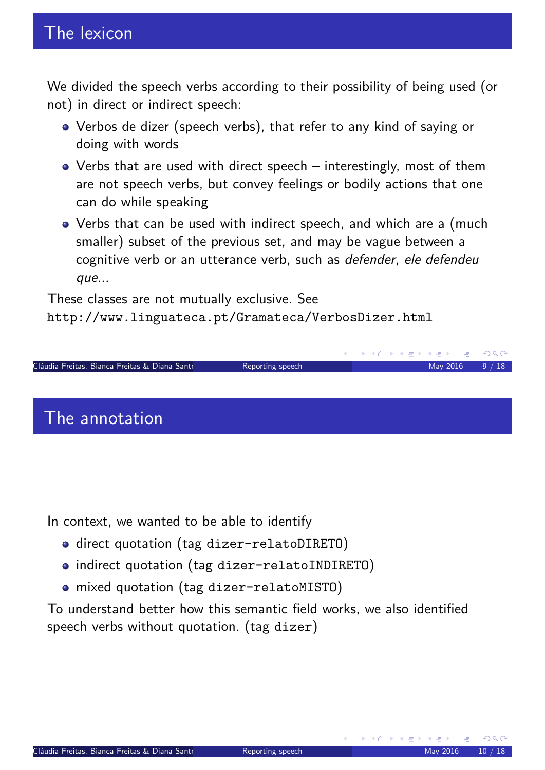## The lexicon

We divided the speech verbs according to their possibility of being used (or not) in direct or indirect speech:

- Verbos de dizer (speech verbs), that refer to any kind of saying or doing with words
- Verbs that are used with direct speech – interestingly, most of them are not speech verbs, but convey feelings or bodily actions that one can do while speaking
- Verbs that can be used with indirect speech, and which are a (much smaller) subset of the previous set, and may be vague between a cognitive verb or an utterance verb, such as *defender*, *ele defendeu que...*

These classes are not mutually exclusive. See `http://www.linguateca.pt/Gramateca/VerbosDizer.html`

## The annotation

In context, we wanted to be able to identify

- direct quotation (tag `dizer-relatoDIRETO`)
- indirect quotation (tag `dizer-relatoINDIRETO`)
- mixed quotation (tag `dizer-relatoMISTO`)

To understand better how this semantic field works, we also identified speech verbs without quotation. (tag `dizer`)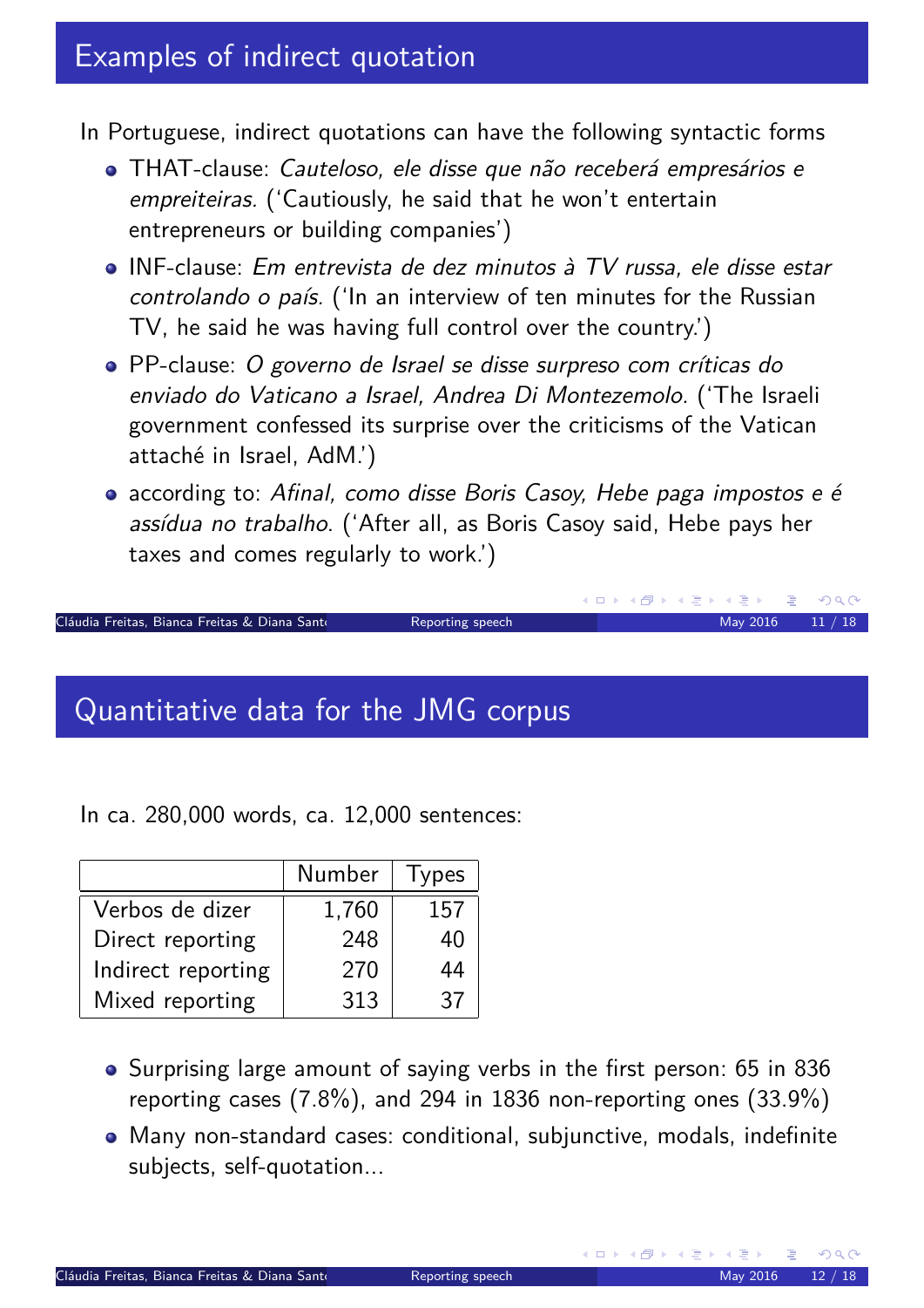## Examples of indirect quotation

In Portuguese, indirect quotations can have the following syntactic forms

- THAT-clause: *Cauteloso, ele disse que não receberá empresários e empreiteiras.* ('Cautiously, he said that he won't entertain entrepreneurs or building companies')
- INF-clause: *Em entrevista de dez minutos à TV russa, ele disse estar controlando o país.* ('In an interview of ten minutes for the Russian TV, he said he was having full control over the country.')
- PP-clause: *O governo de Israel se disse surpreso com críticas do enviado do Vaticano a Israel, Andrea Di Montezemolo.* ('The Israeli government confessed its surprise over the criticisms of the Vatican attaché in Israel, AdM.')
- according to: *Afinal, como disse Boris Casoy, Hebe paga impostos e é assídua no trabalho.* ('After all, as Boris Casoy said, Hebe pays her taxes and comes regularly to work.')

## Quantitative data for the JMG corpus

In ca. 280,000 words, ca. 12,000 sentences:

| | Number | Types |
|---|---|---|
| Verbos de dizer | 1,760 | 157 |
| Direct reporting | 248 | 40 |
| Indirect reporting | 270 | 44 |
| Mixed reporting | 313 | 37 |

- Surprising large amount of saying verbs in the first person: 65 in 836 reporting cases (7.8%), and 294 in 1836 non-reporting ones (33.9%)
- Many non-standard cases: conditional, subjunctive, modals, indefinite subjects, self-quotation...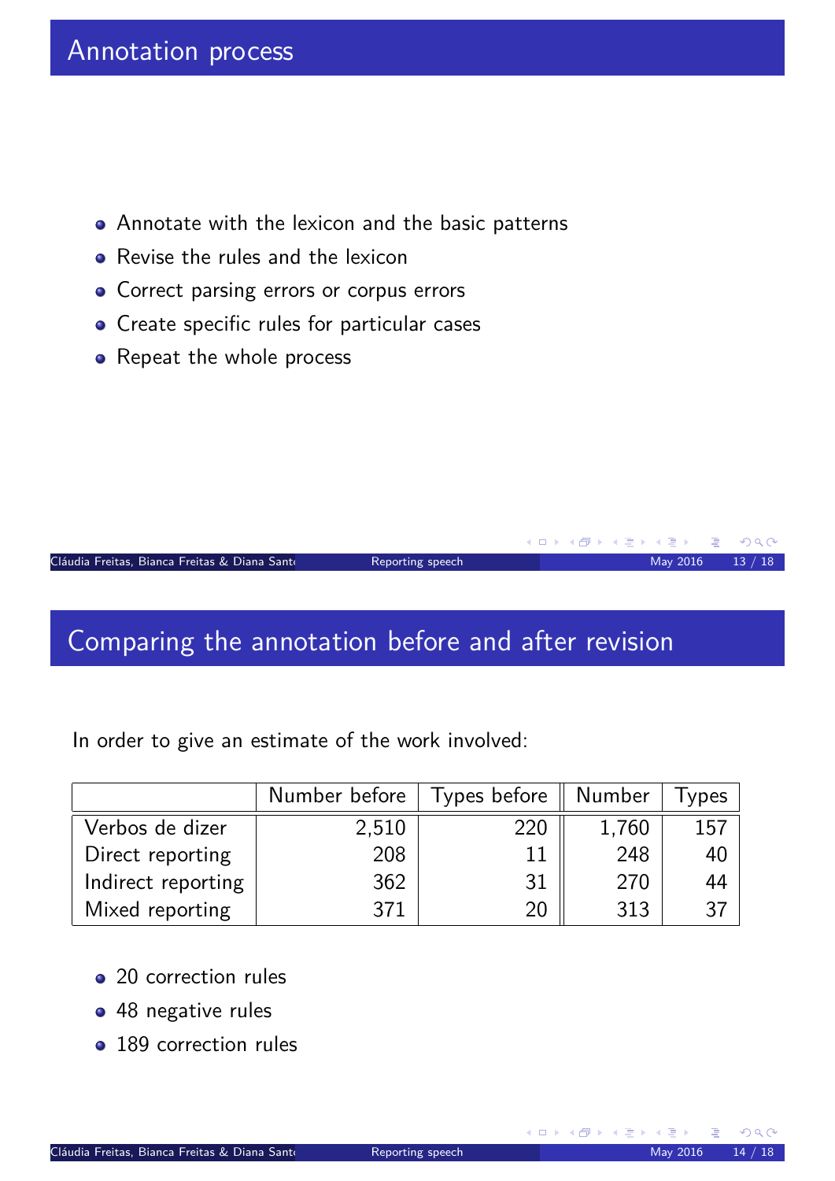## Annotation process

- Annotate with the lexicon and the basic patterns
- Revise the rules and the lexicon
- Correct parsing errors or corpus errors
- Create specific rules for particular cases
- Repeat the whole process

## Comparing the annotation before and after revision

In order to give an estimate of the work involved:

| | Number before | Types before | Number | Types |
|---|---|---|---|---|
| Verbos de dizer | 2,510 | 220 | 1,760 | 157 |
| Direct reporting | 208 | 11 | 248 | 40 |
| Indirect reporting | 362 | 31 | 270 | 44 |
| Mixed reporting | 371 | 20 | 313 | 37 |

- 20 correction rules
- 48 negative rules
- 189 correction rules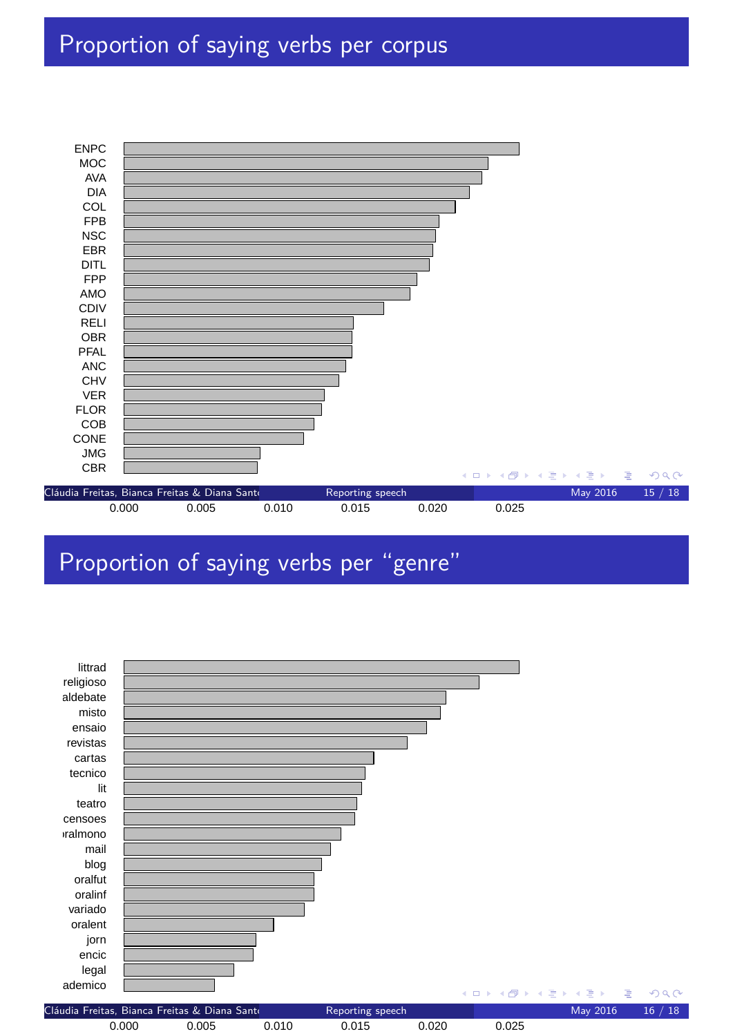# Proportion of saying verbs per corpus

ENPC
MOC
AVA
DIA
COL
FPB
NSC
EBR
DITL
FPP
AMO
CDIV
RELI
OBR
PFAL
ANC
CHV
VER
FLOR
COB
CONE
JMG
CBR

0.000 0.005 0.010 0.015 0.020 0.025

# Proportion of saying verbs per "genre"

littrad
religioso
aldebate
misto
ensaio
revistas
cartas
tecnico
lit
teatro
censoes
oralmono
mail
blog
oralfut
oralinf
variado
oralent
jorn
encic
legal
ademico

0.000 0.005 0.010 0.015 0.020 0.025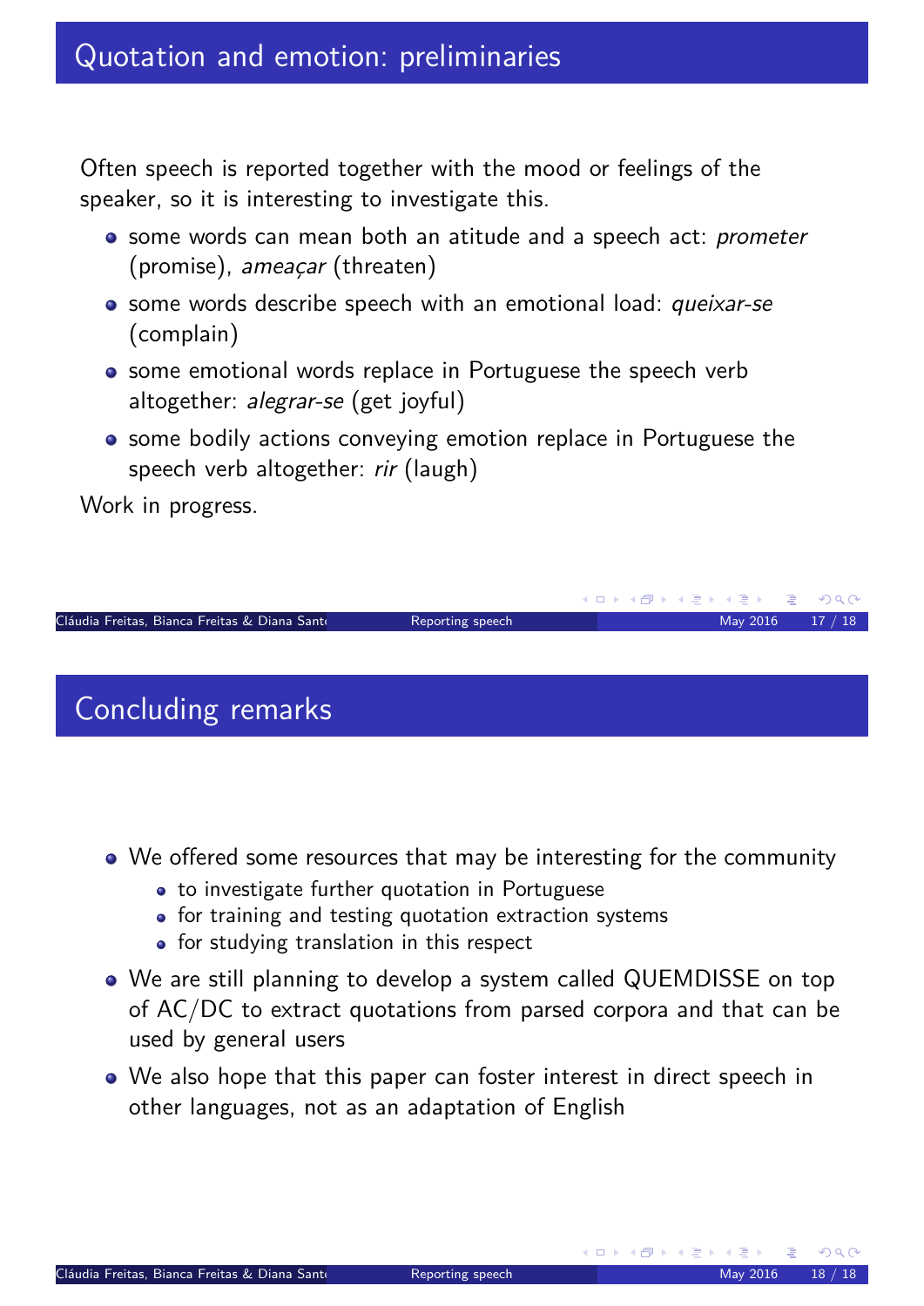## Quotation and emotion: preliminaries

Often speech is reported together with the mood or feelings of the speaker, so it is interesting to investigate this.

- some words can mean both an atitude and a speech act: *prometer* (promise), *ameaçar* (threaten)
- some words describe speech with an emotional load: *queixar-se* (complain)
- some emotional words replace in Portuguese the speech verb altogether: *alegrar-se* (get joyful)
- some bodily actions conveying emotion replace in Portuguese the speech verb altogether: *rir* (laugh)

Work in progress.

## Concluding remarks

- We offered some resources that may be interesting for the community
  - to investigate further quotation in Portuguese
  - for training and testing quotation extraction systems
  - for studying translation in this respect
- We are still planning to develop a system called QUEMDISSE on top of AC/DC to extract quotations from parsed corpora and that can be used by general users
- We also hope that this paper can foster interest in direct speech in other languages, not as an adaptation of English